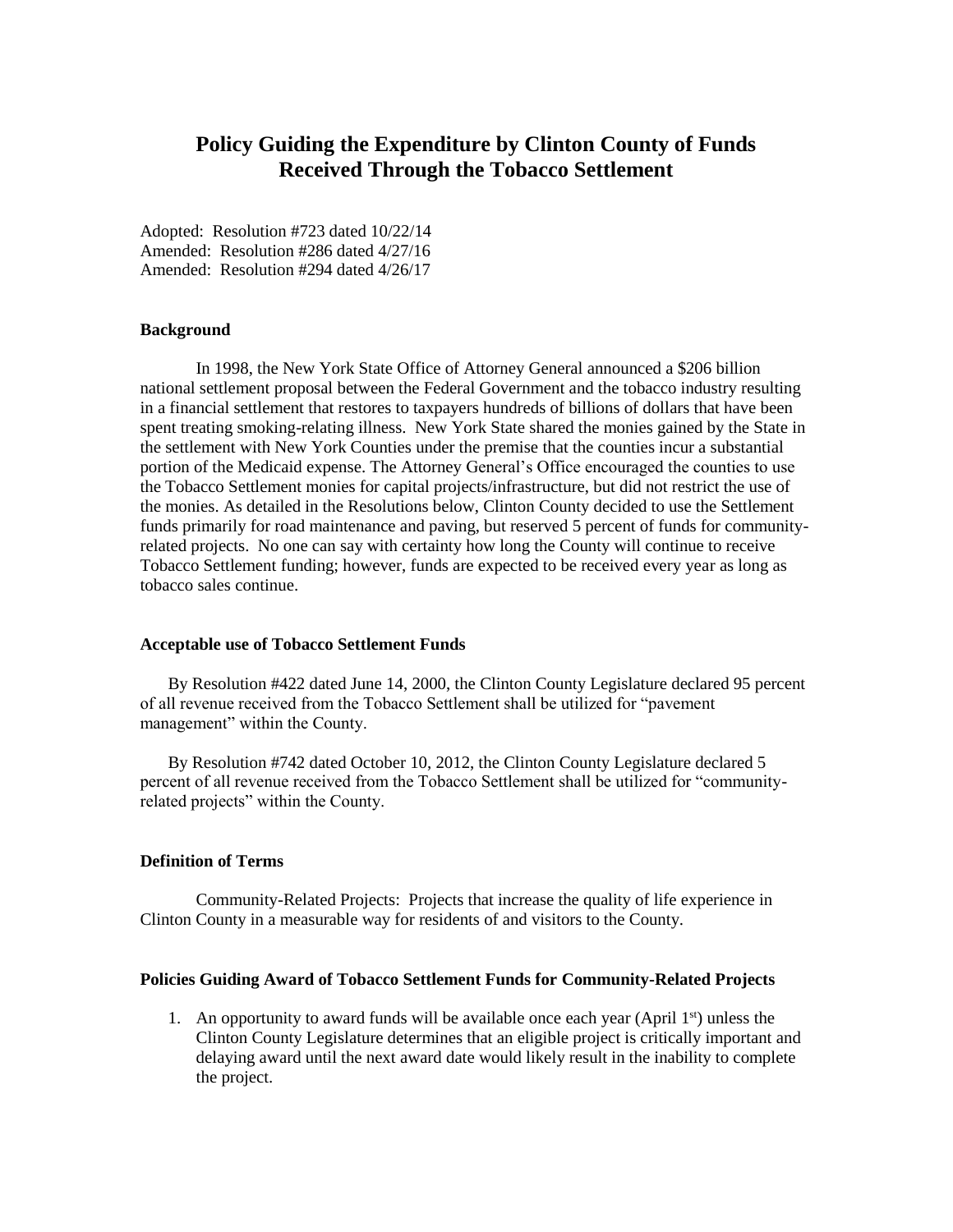# Policy Guiding the Expenditure by Clinton County of Funds Received Through the Tobacco Settlement

Adopted: Resolution #723 dated 10/22/14
Amended: Resolution #286 dated 4/27/16
Amended: Resolution #294 dated 4/26/17

### Background

In 1998, the New York State Office of Attorney General announced a $206 billion national settlement proposal between the Federal Government and the tobacco industry resulting in a financial settlement that restores to taxpayers hundreds of billions of dollars that have been spent treating smoking-relating illness. New York State shared the monies gained by the State in the settlement with New York Counties under the premise that the counties incur a substantial portion of the Medicaid expense. The Attorney General's Office encouraged the counties to use the Tobacco Settlement monies for capital projects/infrastructure, but did not restrict the use of the monies. As detailed in the Resolutions below, Clinton County decided to use the Settlement funds primarily for road maintenance and paving, but reserved 5 percent of funds for community-related projects. No one can say with certainty how long the County will continue to receive Tobacco Settlement funding; however, funds are expected to be received every year as long as tobacco sales continue.

### Acceptable use of Tobacco Settlement Funds

By Resolution #422 dated June 14, 2000, the Clinton County Legislature declared 95 percent of all revenue received from the Tobacco Settlement shall be utilized for "pavement management" within the County.

By Resolution #742 dated October 10, 2012, the Clinton County Legislature declared 5 percent of all revenue received from the Tobacco Settlement shall be utilized for "community-related projects" within the County.

### Definition of Terms

Community-Related Projects: Projects that increase the quality of life experience in Clinton County in a measurable way for residents of and visitors to the County.

### Policies Guiding Award of Tobacco Settlement Funds for Community-Related Projects

1. An opportunity to award funds will be available once each year (April 1st) unless the Clinton County Legislature determines that an eligible project is critically important and delaying award until the next award date would likely result in the inability to complete the project.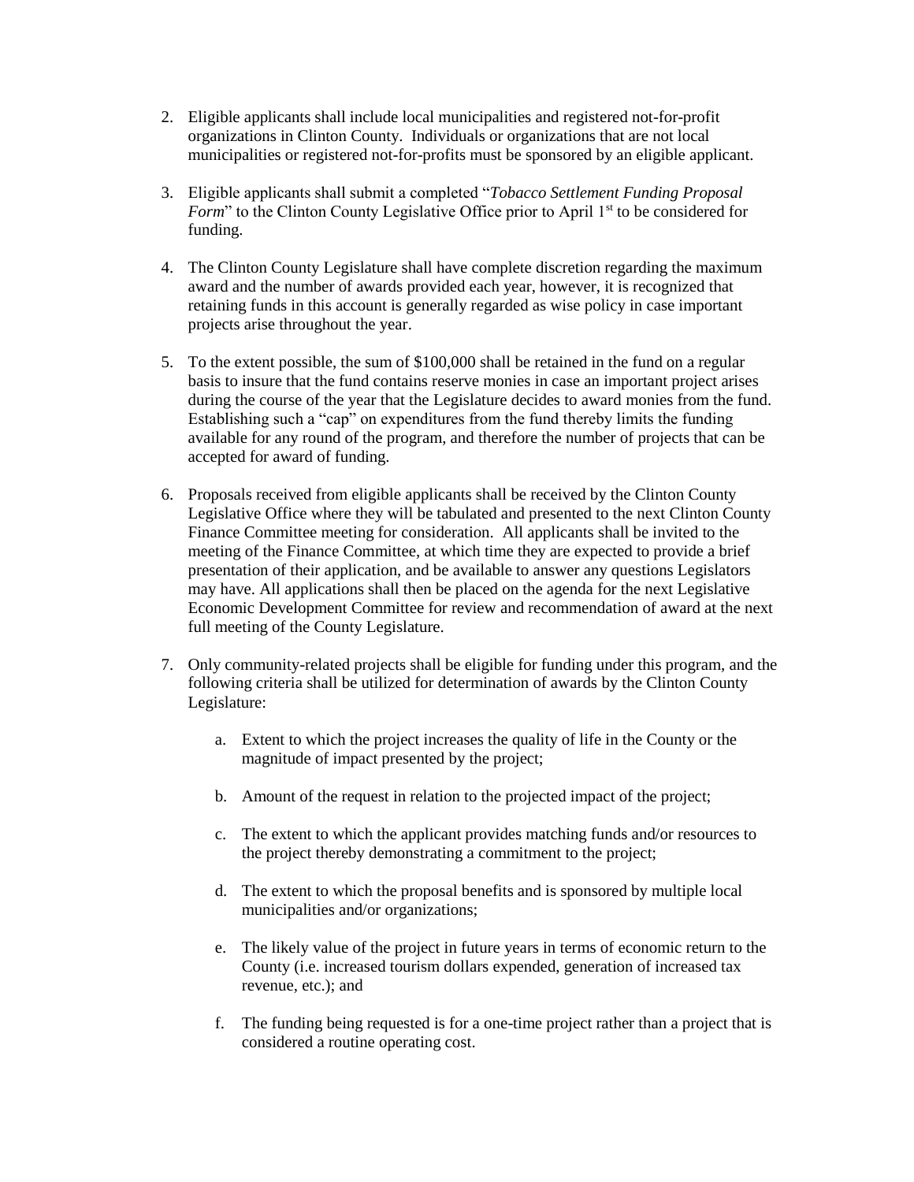2. Eligible applicants shall include local municipalities and registered not-for-profit organizations in Clinton County. Individuals or organizations that are not local municipalities or registered not-for-profits must be sponsored by an eligible applicant.

3. Eligible applicants shall submit a completed "*Tobacco Settlement Funding Proposal Form*" to the Clinton County Legislative Office prior to April 1st to be considered for funding.

4. The Clinton County Legislature shall have complete discretion regarding the maximum award and the number of awards provided each year, however, it is recognized that retaining funds in this account is generally regarded as wise policy in case important projects arise throughout the year.

5. To the extent possible, the sum of $100,000 shall be retained in the fund on a regular basis to insure that the fund contains reserve monies in case an important project arises during the course of the year that the Legislature decides to award monies from the fund. Establishing such a "cap" on expenditures from the fund thereby limits the funding available for any round of the program, and therefore the number of projects that can be accepted for award of funding.

6. Proposals received from eligible applicants shall be received by the Clinton County Legislative Office where they will be tabulated and presented to the next Clinton County Finance Committee meeting for consideration. All applicants shall be invited to the meeting of the Finance Committee, at which time they are expected to provide a brief presentation of their application, and be available to answer any questions Legislators may have. All applications shall then be placed on the agenda for the next Legislative Economic Development Committee for review and recommendation of award at the next full meeting of the County Legislature.

7. Only community-related projects shall be eligible for funding under this program, and the following criteria shall be utilized for determination of awards by the Clinton County Legislature:

    a. Extent to which the project increases the quality of life in the County or the magnitude of impact presented by the project;

    b. Amount of the request in relation to the projected impact of the project;

    c. The extent to which the applicant provides matching funds and/or resources to the project thereby demonstrating a commitment to the project;

    d. The extent to which the proposal benefits and is sponsored by multiple local municipalities and/or organizations;

    e. The likely value of the project in future years in terms of economic return to the County (i.e. increased tourism dollars expended, generation of increased tax revenue, etc.); and

    f. The funding being requested is for a one-time project rather than a project that is considered a routine operating cost.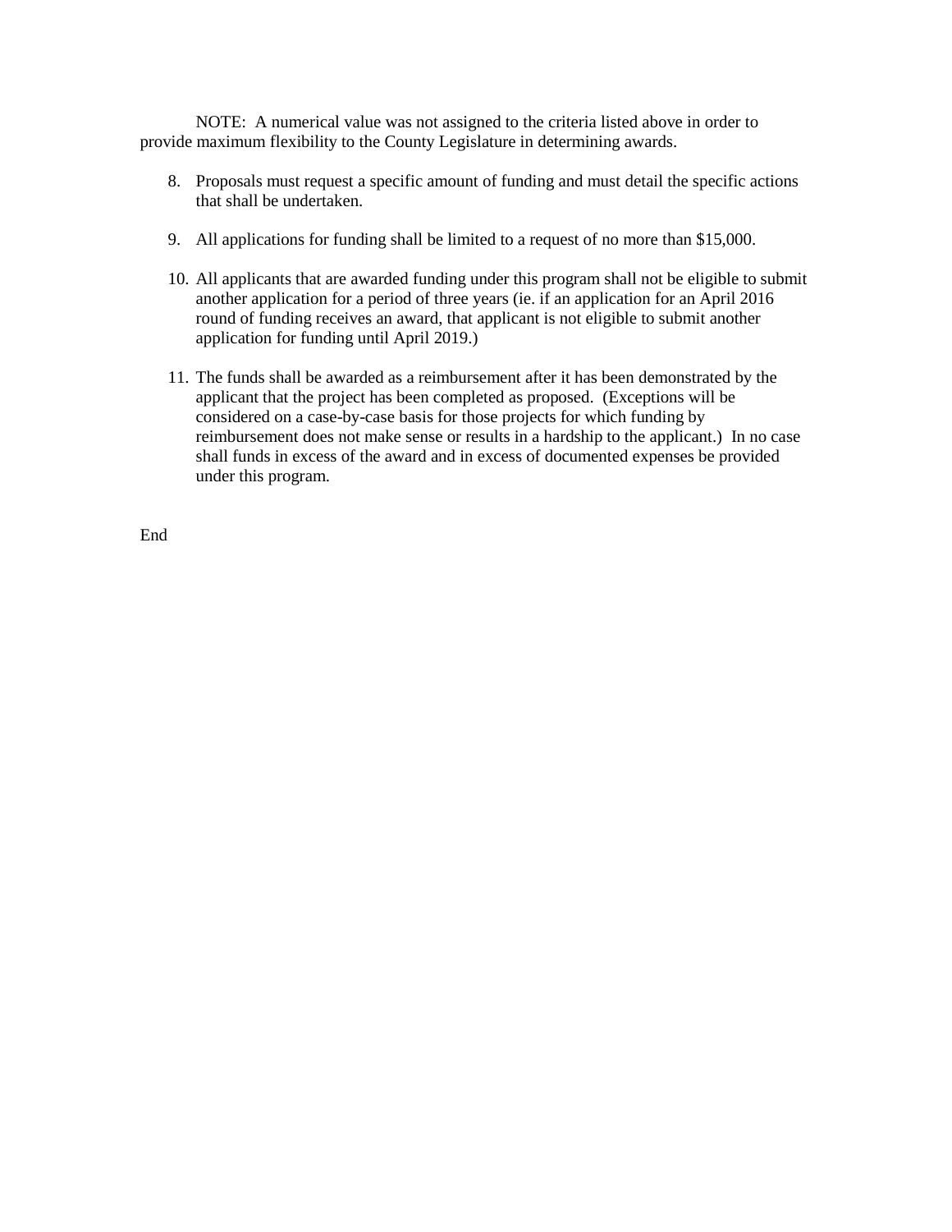NOTE: A numerical value was not assigned to the criteria listed above in order to provide maximum flexibility to the County Legislature in determining awards.

8. Proposals must request a specific amount of funding and must detail the specific actions that shall be undertaken.

9. All applications for funding shall be limited to a request of no more than $15,000.

10. All applicants that are awarded funding under this program shall not be eligible to submit another application for a period of three years (ie. if an application for an April 2016 round of funding receives an award, that applicant is not eligible to submit another application for funding until April 2019.)

11. The funds shall be awarded as a reimbursement after it has been demonstrated by the applicant that the project has been completed as proposed. (Exceptions will be considered on a case-by-case basis for those projects for which funding by reimbursement does not make sense or results in a hardship to the applicant.) In no case shall funds in excess of the award and in excess of documented expenses be provided under this program.

End